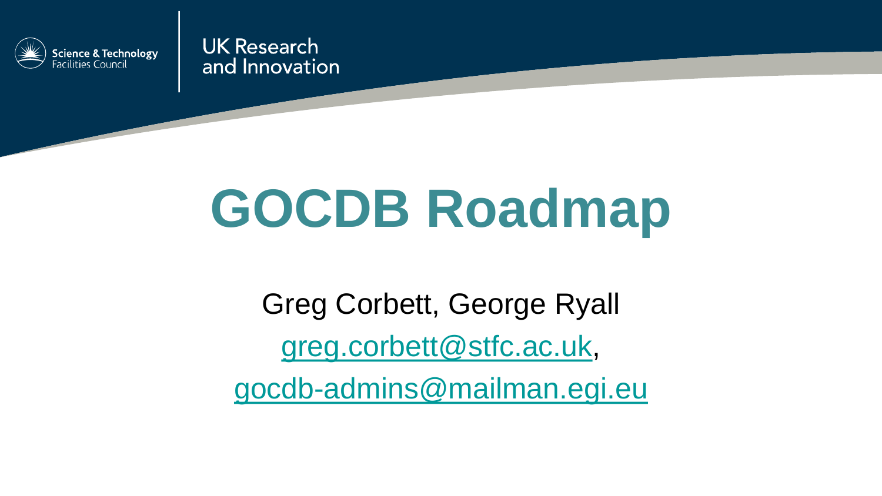Science & Technology Facilities Council

UK Research and Innovation

# GOCDB Roadmap

Greg Corbett, George Ryall

greg.corbett@stfc.ac.uk,

gocdb-admins@mailman.egi.eu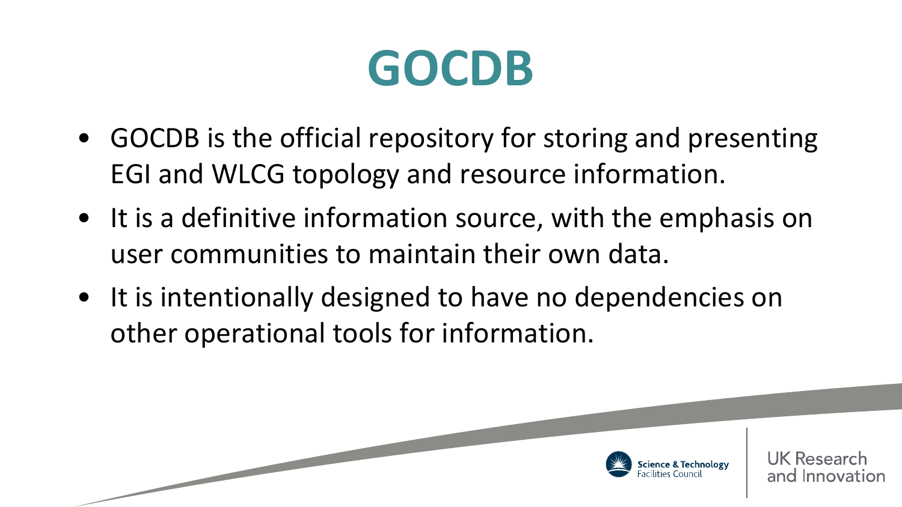# GOCDB

- GOCDB is the official repository for storing and presenting EGI and WLCG topology and resource information.
- It is a definitive information source, with the emphasis on user communities to maintain their own data.
- It is intentionally designed to have no dependencies on other operational tools for information.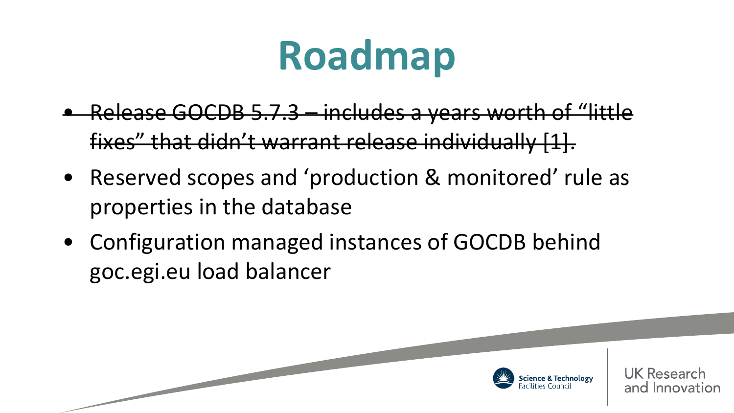# Roadmap

- ~~Release GOCDB 5.7.3 – includes a years worth of "little fixes" that didn't warrant release individually [1].~~
- Reserved scopes and 'production & monitored' rule as properties in the database
- Configuration managed instances of GOCDB behind goc.egi.eu load balancer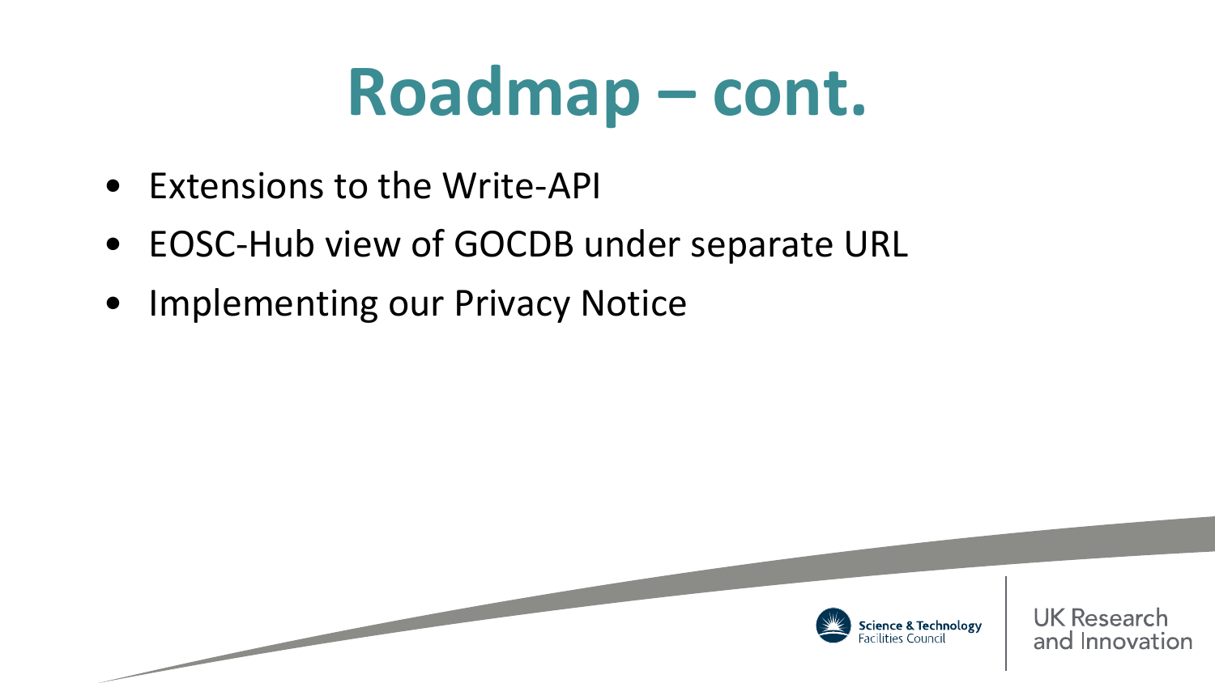# Roadmap – cont.

- Extensions to the Write-API
- EOSC-Hub view of GOCDB under separate URL
- Implementing our Privacy Notice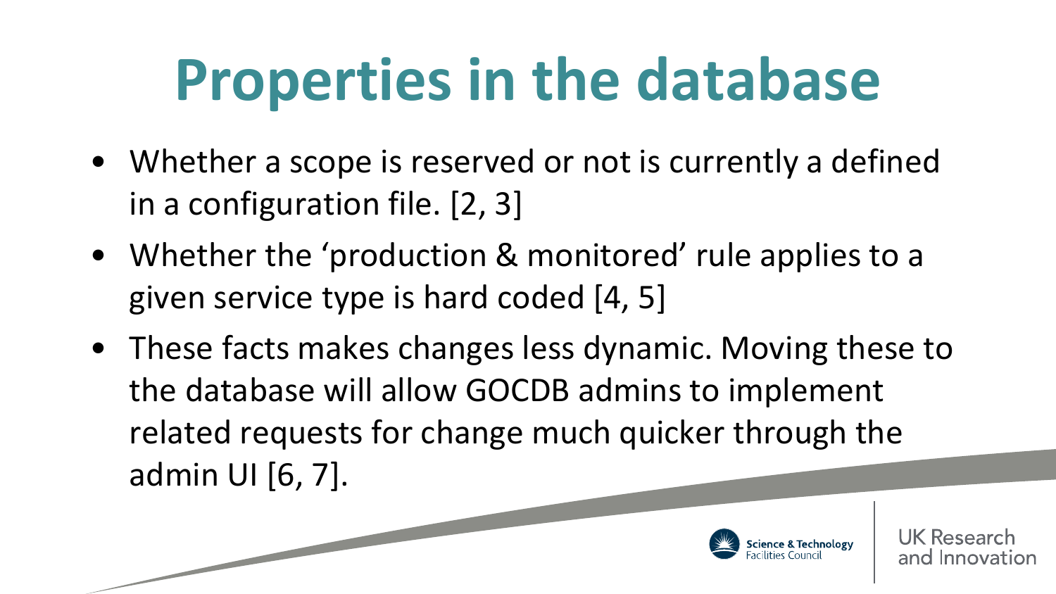# Properties in the database

- Whether a scope is reserved or not is currently a defined in a configuration file. [2, 3]
- Whether the 'production & monitored' rule applies to a given service type is hard coded [4, 5]
- These facts makes changes less dynamic. Moving these to the database will allow GOCDB admins to implement related requests for change much quicker through the admin UI [6, 7].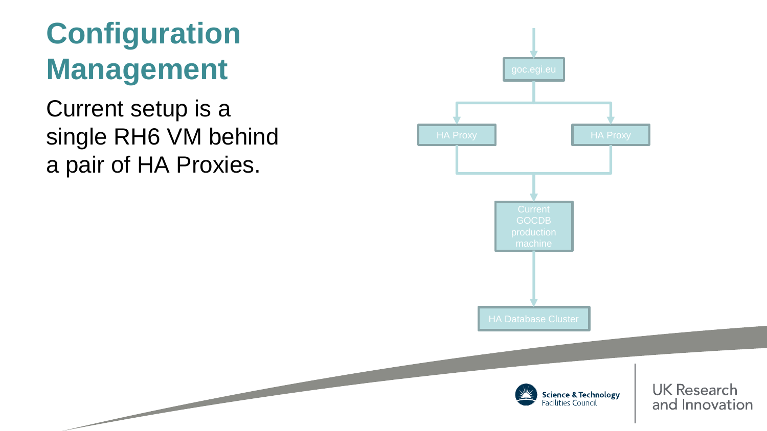# Configuration Management

Current setup is a single RH6 VM behind a pair of HA Proxies.

goc.egi.eu

HA Proxy

HA Proxy

Current GOCDB production machine

HA Database Cluster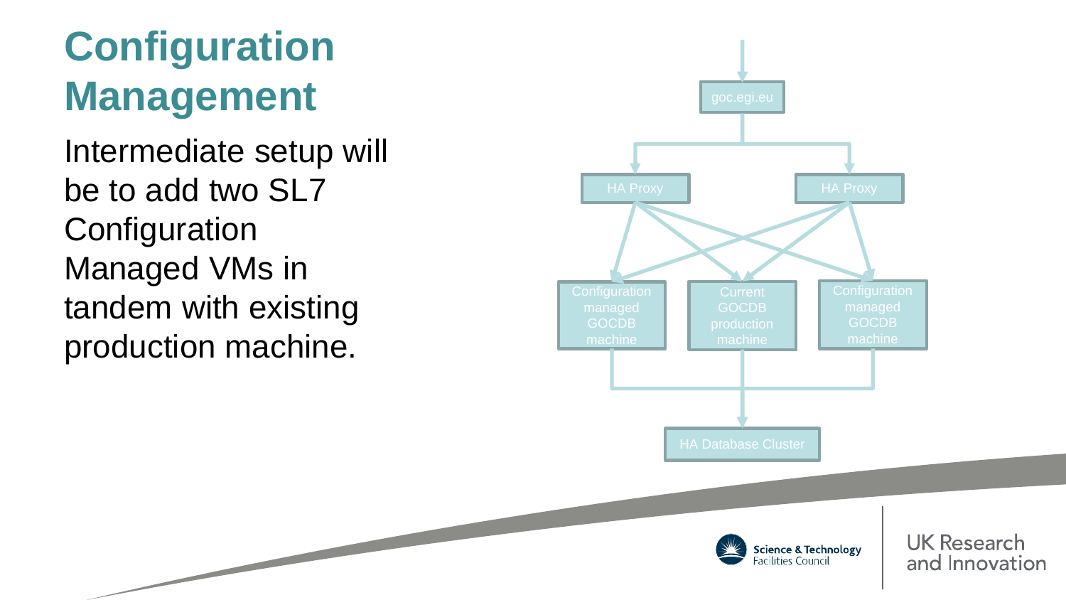# Configuration Management

Intermediate setup will be to add two SL7 Configuration Managed VMs in tandem with existing production machine.

goc.egi.eu

HA Proxy

HA Proxy

Configuration managed GOCDB machine

Current GOCDB production machine

Configuration managed GOCDB machine

HA Database Cluster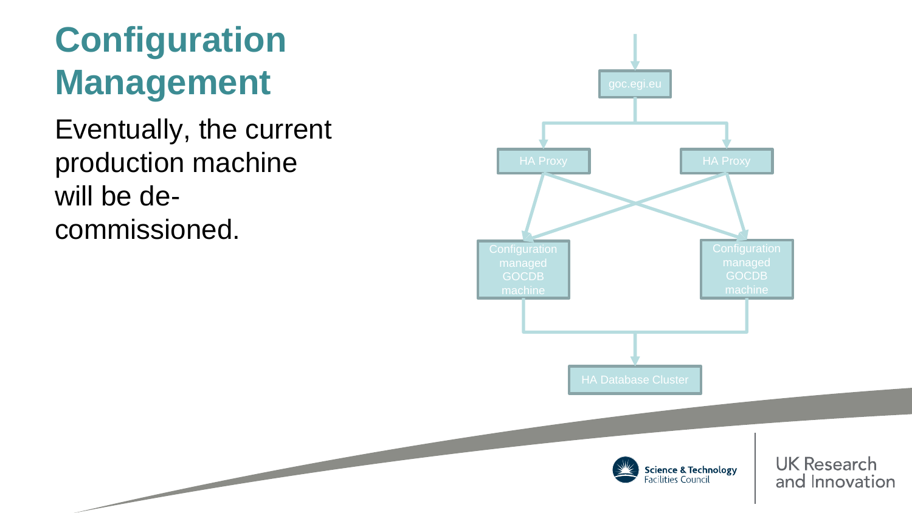# Configuration Management

Eventually, the current production machine will be de-commissioned.

goc.egi.eu

HA Proxy

HA Proxy

Configuration managed GOCDB machine

Configuration managed GOCDB machine

HA Database Cluster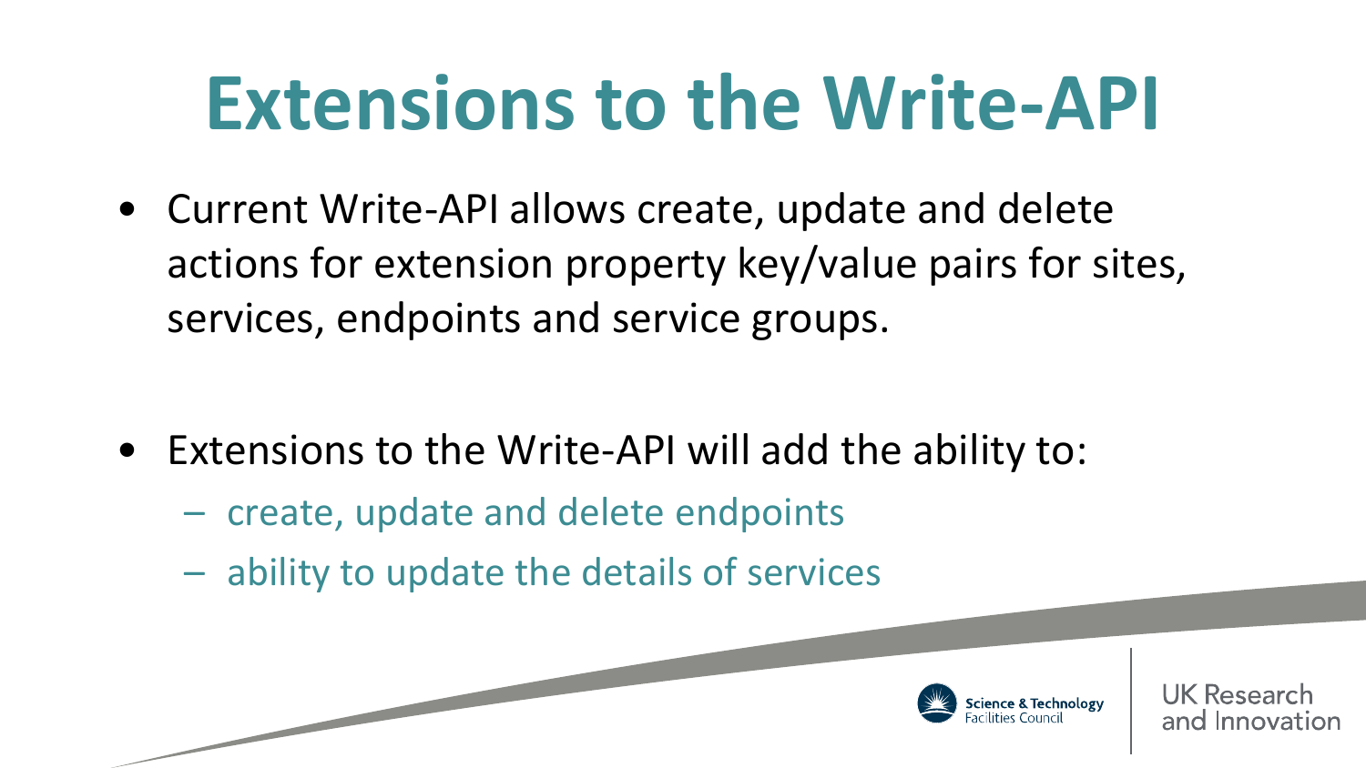# Extensions to the Write-API

- Current Write-API allows create, update and delete actions for extension property key/value pairs for sites, services, endpoints and service groups.

- Extensions to the Write-API will add the ability to:
  - create, update and delete endpoints
  - ability to update the details of services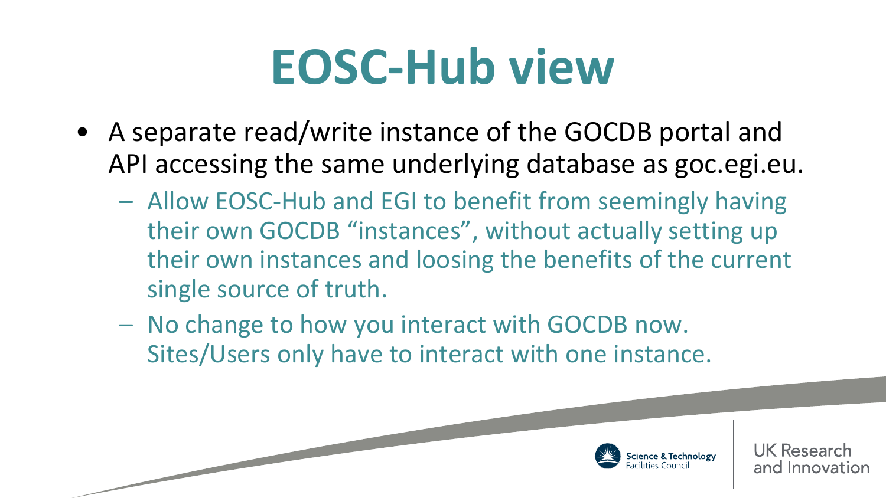# EOSC-Hub view

- A separate read/write instance of the GOCDB portal and API accessing the same underlying database as goc.egi.eu.
  - Allow EOSC-Hub and EGI to benefit from seemingly having their own GOCDB "instances", without actually setting up their own instances and loosing the benefits of the current single source of truth.
  - No change to how you interact with GOCDB now. Sites/Users only have to interact with one instance.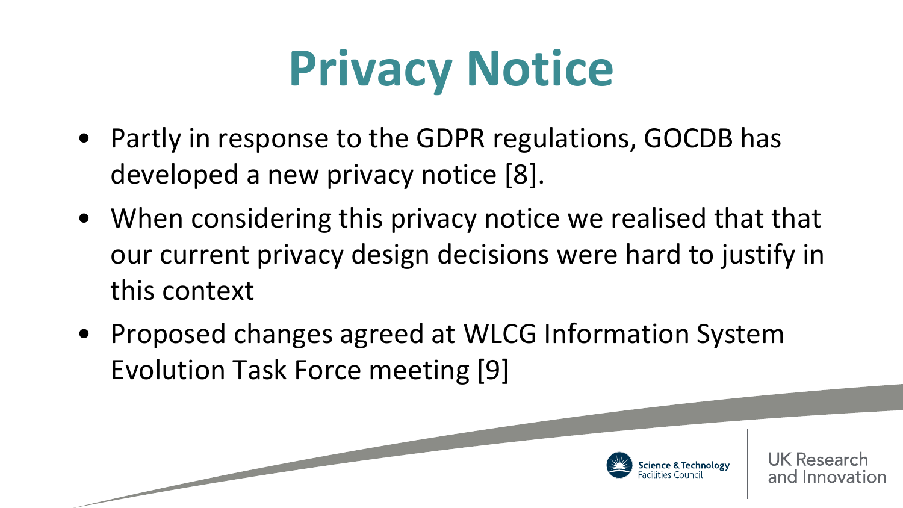# Privacy Notice

- Partly in response to the GDPR regulations, GOCDB has developed a new privacy notice [8].
- When considering this privacy notice we realised that that our current privacy design decisions were hard to justify in this context
- Proposed changes agreed at WLCG Information System Evolution Task Force meeting [9]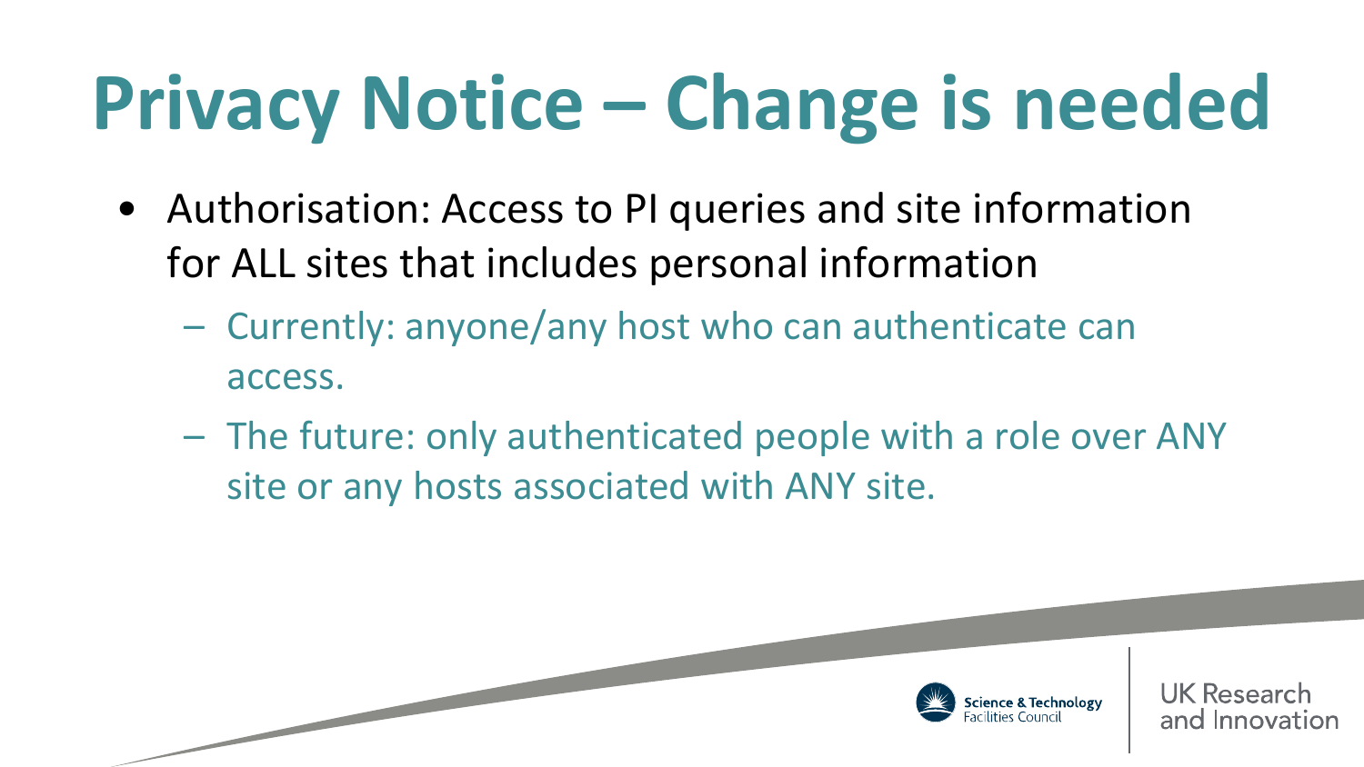# Privacy Notice – Change is needed

- Authorisation: Access to PI queries and site information for ALL sites that includes personal information
  - Currently: anyone/any host who can authenticate can access.
  - The future: only authenticated people with a role over ANY site or any hosts associated with ANY site.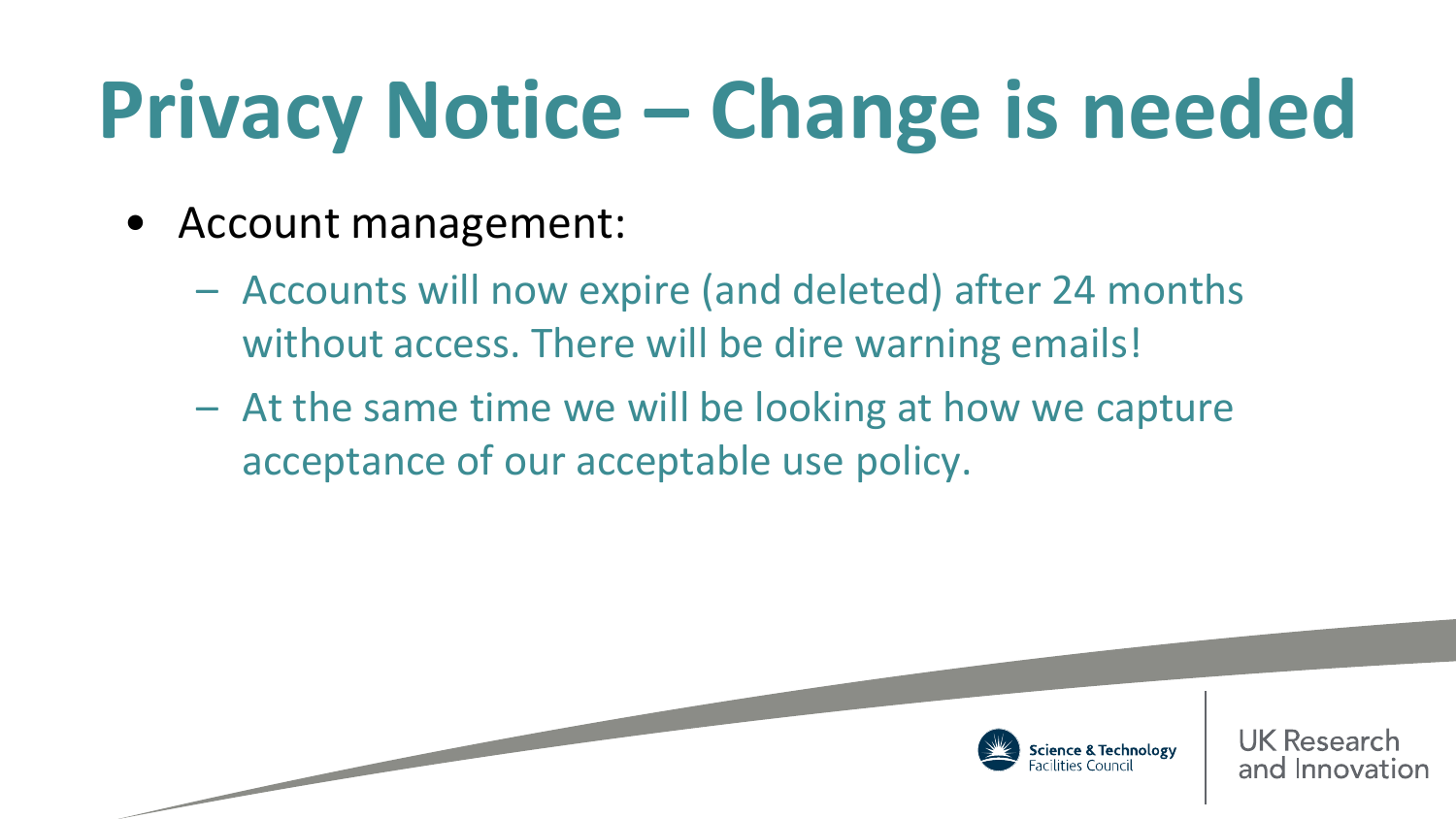# Privacy Notice – Change is needed

- Account management:
  - Accounts will now expire (and deleted) after 24 months without access. There will be dire warning emails!
  - At the same time we will be looking at how we capture acceptance of our acceptable use policy.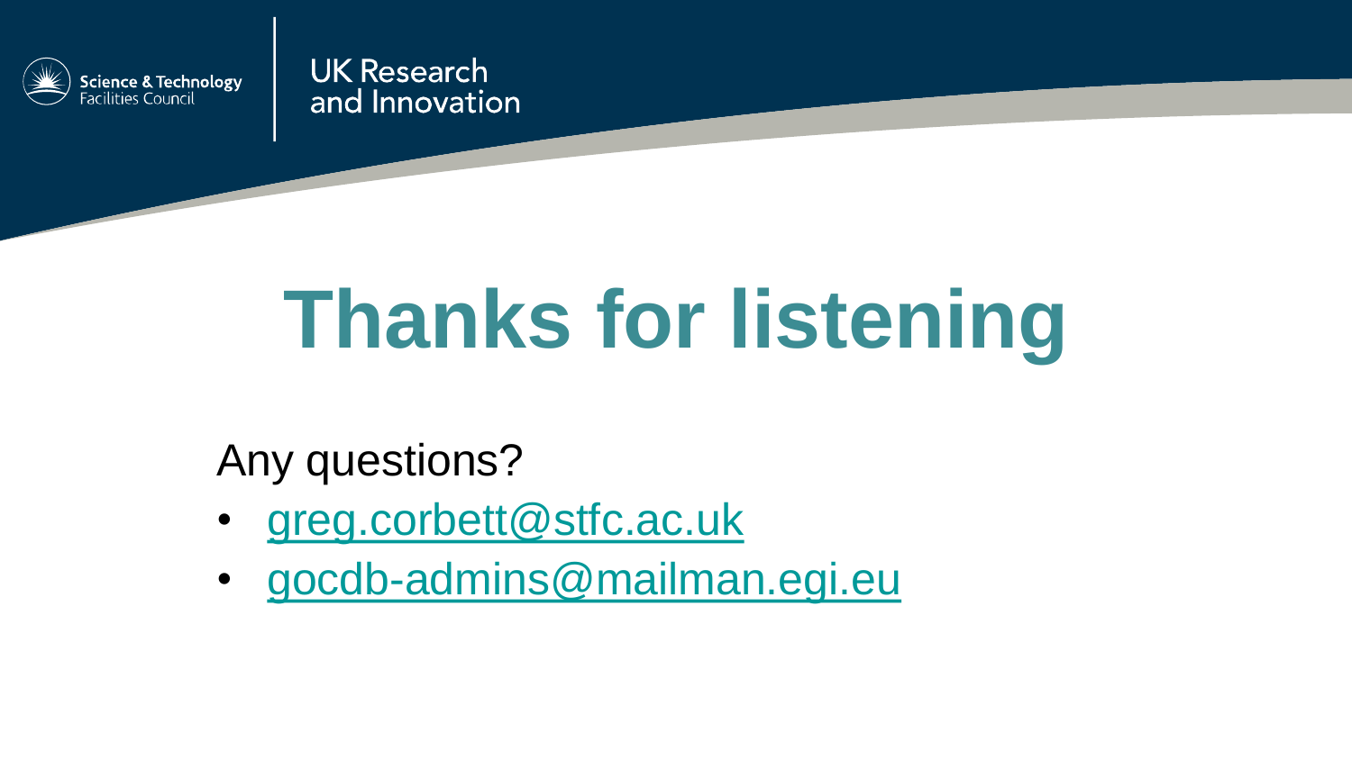# Thanks for listening

Any questions?

- greg.corbett@stfc.ac.uk
- gocdb-admins@mailman.egi.eu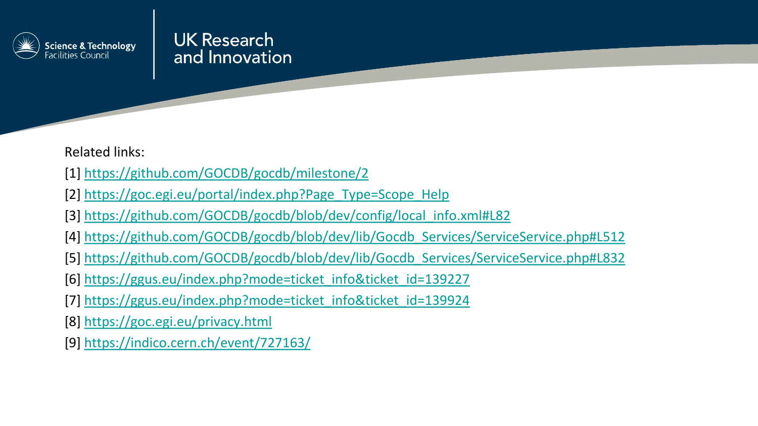Related links:

[1] https://github.com/GOCDB/gocdb/milestone/2

[2] https://goc.egi.eu/portal/index.php?Page_Type=Scope_Help

[3] https://github.com/GOCDB/gocdb/blob/dev/config/local_info.xml#L82

[4] https://github.com/GOCDB/gocdb/blob/dev/lib/Gocdb_Services/ServiceService.php#L512

[5] https://github.com/GOCDB/gocdb/blob/dev/lib/Gocdb_Services/ServiceService.php#L832

[6] https://ggus.eu/index.php?mode=ticket_info&ticket_id=139227

[7] https://ggus.eu/index.php?mode=ticket_info&ticket_id=139924

[8] https://goc.egi.eu/privacy.html

[9] https://indico.cern.ch/event/727163/